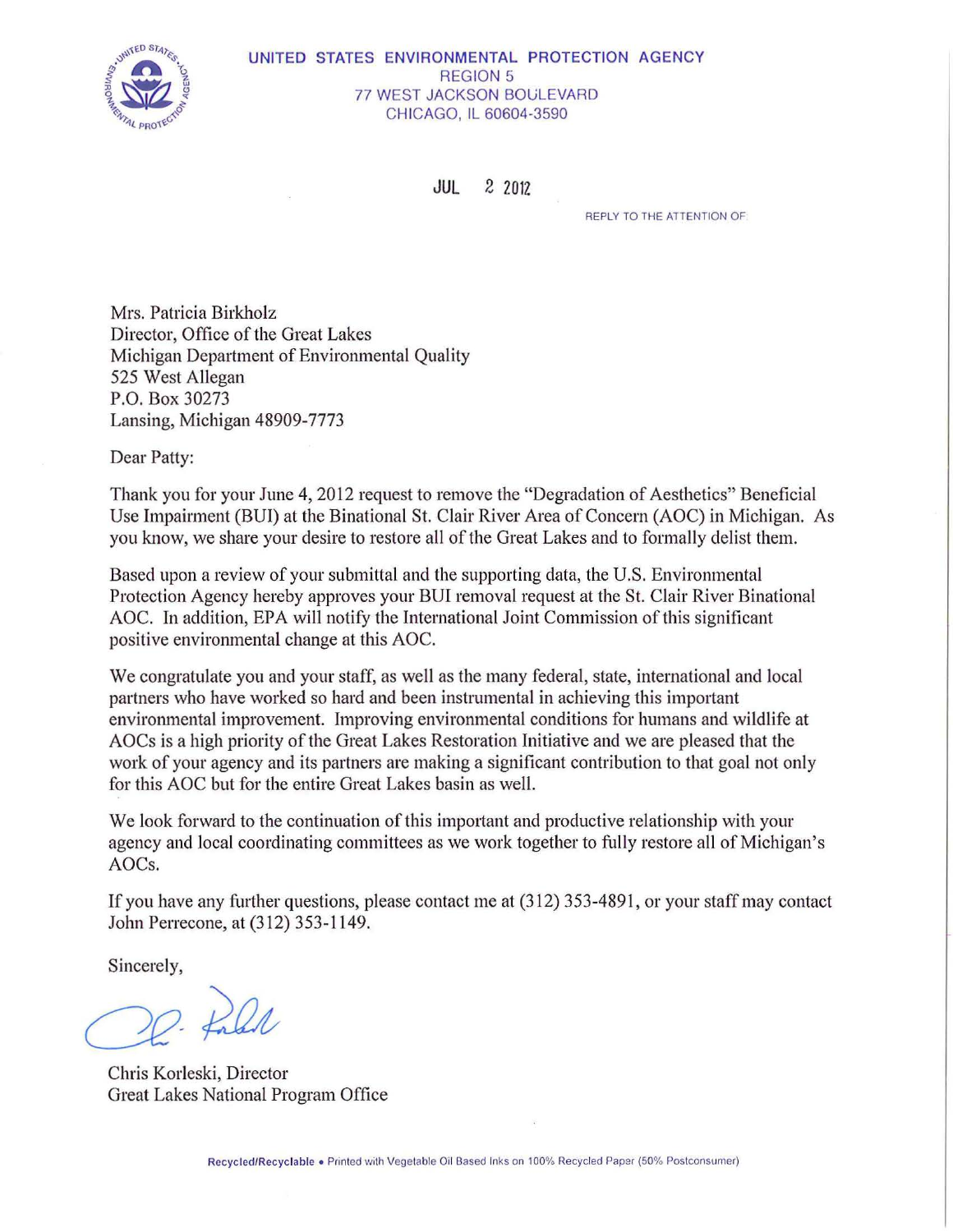UNITED STATES ENVIRONMENTAL PROTECTION AGENCY
REGION 5
77 WEST JACKSON BOULEVARD
CHICAGO, IL 60604-3590

JUL 2 2012

REPLY TO THE ATTENTION OF

Mrs. Patricia Birkholz
Director, Office of the Great Lakes
Michigan Department of Environmental Quality
525 West Allegan
P.O. Box 30273
Lansing, Michigan 48909-7773

Dear Patty:

Thank you for your June 4, 2012 request to remove the "Degradation of Aesthetics" Beneficial Use Impairment (BUI) at the Binational St. Clair River Area of Concern (AOC) in Michigan. As you know, we share your desire to restore all of the Great Lakes and to formally delist them.

Based upon a review of your submittal and the supporting data, the U.S. Environmental Protection Agency hereby approves your BUI removal request at the St. Clair River Binational AOC. In addition, EPA will notify the International Joint Commission of this significant positive environmental change at this AOC.

We congratulate you and your staff, as well as the many federal, state, international and local partners who have worked so hard and been instrumental in achieving this important environmental improvement. Improving environmental conditions for humans and wildlife at AOCs is a high priority of the Great Lakes Restoration Initiative and we are pleased that the work of your agency and its partners are making a significant contribution to that goal not only for this AOC but for the entire Great Lakes basin as well.

We look forward to the continuation of this important and productive relationship with your agency and local coordinating committees as we work together to fully restore all of Michigan's AOCs.

If you have any further questions, please contact me at (312) 353-4891, or your staff may contact John Perrecone, at (312) 353-1149.

Sincerely,

Chris Korleski, Director
Great Lakes National Program Office

Recycled/Recyclable • Printed with Vegetable Oil Based Inks on 100% Recycled Paper (50% Postconsumer)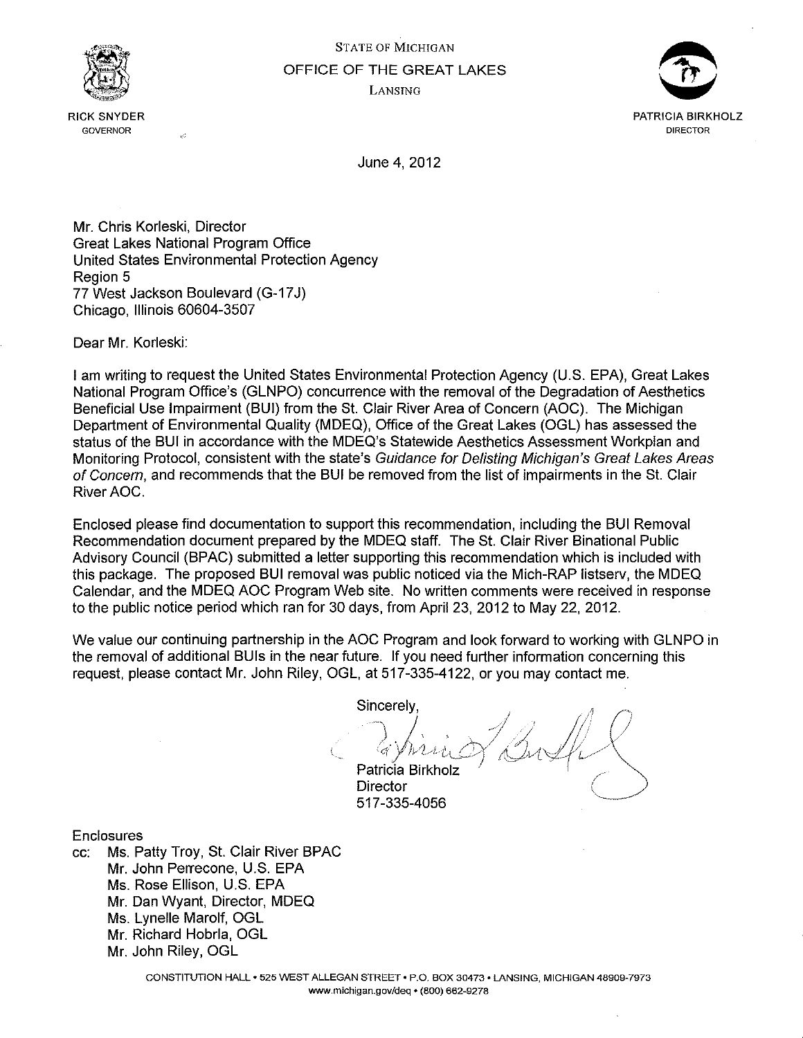STATE OF MICHIGAN

OFFICE OF THE GREAT LAKES

LANSING

RICK SNYDER
GOVERNOR

PATRICIA BIRKHOLZ
DIRECTOR

June 4, 2012

Mr. Chris Korleski, Director
Great Lakes National Program Office
United States Environmental Protection Agency
Region 5
77 West Jackson Boulevard (G-17J)
Chicago, Illinois 60604-3507

Dear Mr. Korleski:

I am writing to request the United States Environmental Protection Agency (U.S. EPA), Great Lakes National Program Office's (GLNPO) concurrence with the removal of the Degradation of Aesthetics Beneficial Use Impairment (BUI) from the St. Clair River Area of Concern (AOC). The Michigan Department of Environmental Quality (MDEQ), Office of the Great Lakes (OGL) has assessed the status of the BUI in accordance with the MDEQ's Statewide Aesthetics Assessment Workplan and Monitoring Protocol, consistent with the state's *Guidance for Delisting Michigan's Great Lakes Areas of Concern*, and recommends that the BUI be removed from the list of impairments in the St. Clair River AOC.

Enclosed please find documentation to support this recommendation, including the BUI Removal Recommendation document prepared by the MDEQ staff. The St. Clair River Binational Public Advisory Council (BPAC) submitted a letter supporting this recommendation which is included with this package. The proposed BUI removal was public noticed via the Mich-RAP listserv, the MDEQ Calendar, and the MDEQ AOC Program Web site. No written comments were received in response to the public notice period which ran for 30 days, from April 23, 2012 to May 22, 2012.

We value our continuing partnership in the AOC Program and look forward to working with GLNPO in the removal of additional BUIs in the near future. If you need further information concerning this request, please contact Mr. John Riley, OGL, at 517-335-4122, or you may contact me.

Sincerely,

Patricia Birkholz
Director
517-335-4056

Enclosures

cc: Ms. Patty Troy, St. Clair River BPAC
Mr. John Perrecone, U.S. EPA
Ms. Rose Ellison, U.S. EPA
Mr. Dan Wyant, Director, MDEQ
Ms. Lynelle Marolf, OGL
Mr. Richard Hobrla, OGL
Mr. John Riley, OGL

CONSTITUTION HALL • 525 WEST ALLEGAN STREET • P.O. BOX 30473 • LANSING, MICHIGAN 48909-7973
www.michigan.gov/deq • (800) 662-9278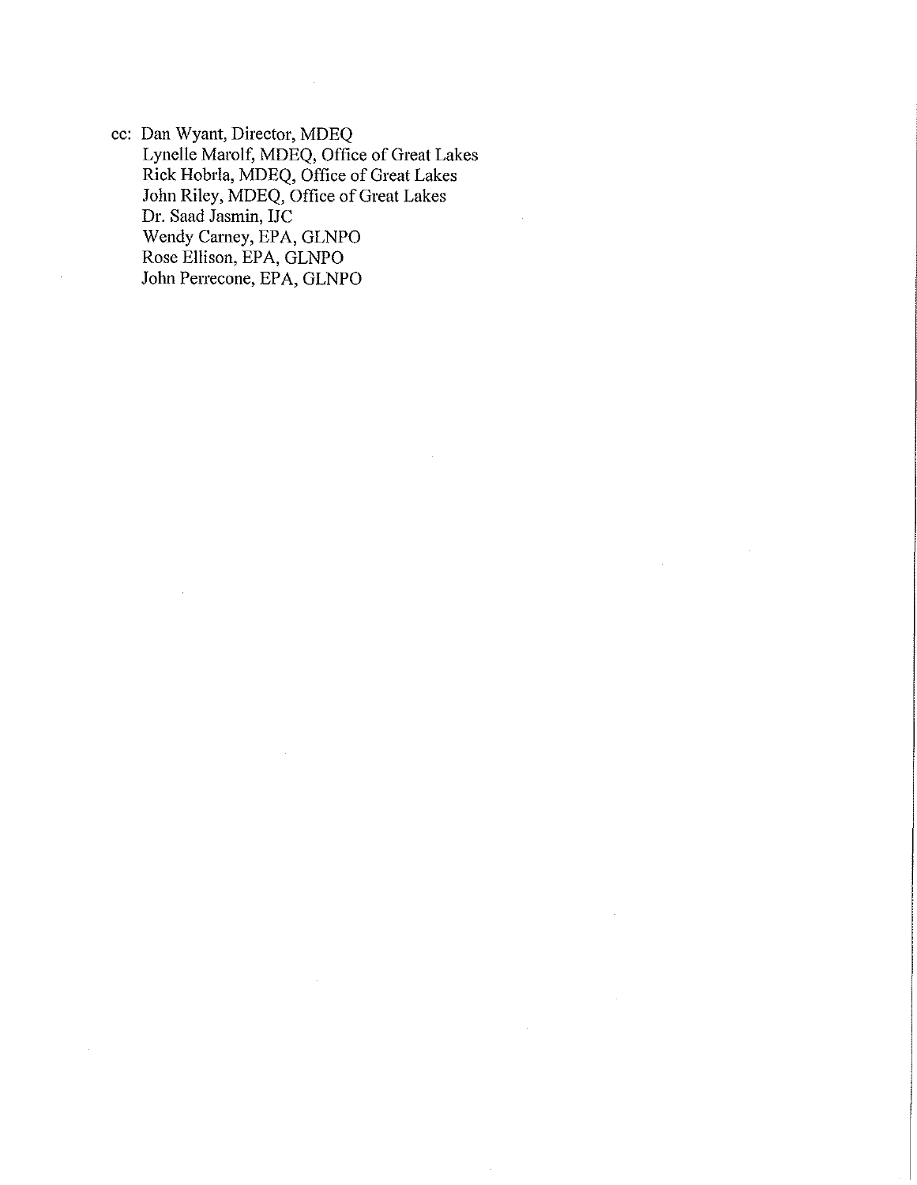cc: Dan Wyant, Director, MDEQ
Lynelle Marolf, MDEQ, Office of Great Lakes
Rick Hobrla, MDEQ, Office of Great Lakes
John Riley, MDEQ, Office of Great Lakes
Dr. Saad Jasmin, IJC
Wendy Carney, EPA, GLNPO
Rose Ellison, EPA, GLNPO
John Perrecone, EPA, GLNPO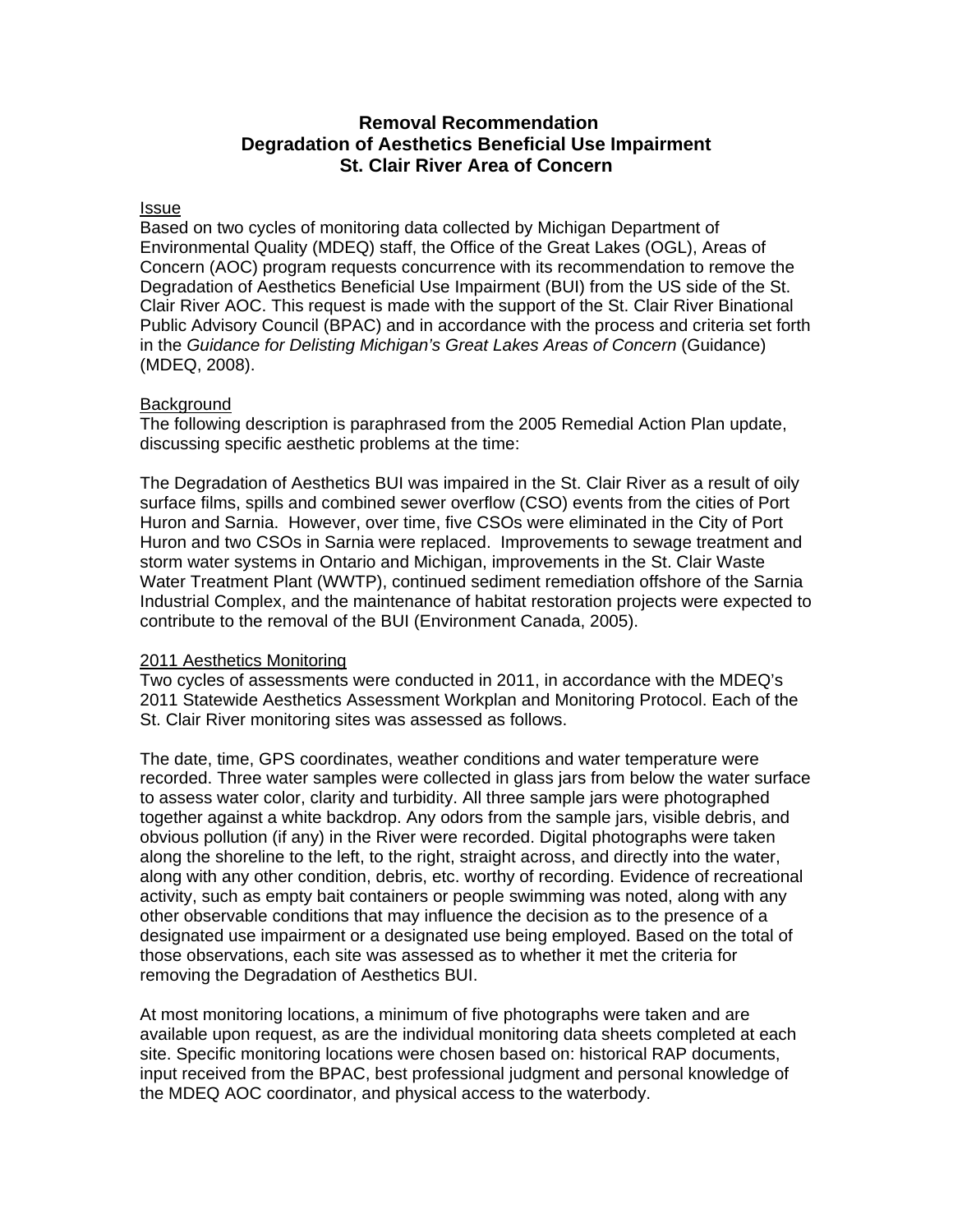# Removal Recommendation
# Degradation of Aesthetics Beneficial Use Impairment
# St. Clair River Area of Concern

<u>Issue</u>

Based on two cycles of monitoring data collected by Michigan Department of Environmental Quality (MDEQ) staff, the Office of the Great Lakes (OGL), Areas of Concern (AOC) program requests concurrence with its recommendation to remove the Degradation of Aesthetics Beneficial Use Impairment (BUI) from the US side of the St. Clair River AOC. This request is made with the support of the St. Clair River Binational Public Advisory Council (BPAC) and in accordance with the process and criteria set forth in the *Guidance for Delisting Michigan's Great Lakes Areas of Concern* (Guidance) (MDEQ, 2008).

<u>Background</u>

The following description is paraphrased from the 2005 Remedial Action Plan update, discussing specific aesthetic problems at the time:

The Degradation of Aesthetics BUI was impaired in the St. Clair River as a result of oily surface films, spills and combined sewer overflow (CSO) events from the cities of Port Huron and Sarnia. However, over time, five CSOs were eliminated in the City of Port Huron and two CSOs in Sarnia were replaced. Improvements to sewage treatment and storm water systems in Ontario and Michigan, improvements in the St. Clair Waste Water Treatment Plant (WWTP), continued sediment remediation offshore of the Sarnia Industrial Complex, and the maintenance of habitat restoration projects were expected to contribute to the removal of the BUI (Environment Canada, 2005).

<u>2011 Aesthetics Monitoring</u>

Two cycles of assessments were conducted in 2011, in accordance with the MDEQ's 2011 Statewide Aesthetics Assessment Workplan and Monitoring Protocol. Each of the St. Clair River monitoring sites was assessed as follows.

The date, time, GPS coordinates, weather conditions and water temperature were recorded. Three water samples were collected in glass jars from below the water surface to assess water color, clarity and turbidity. All three sample jars were photographed together against a white backdrop. Any odors from the sample jars, visible debris, and obvious pollution (if any) in the River were recorded. Digital photographs were taken along the shoreline to the left, to the right, straight across, and directly into the water, along with any other condition, debris, etc. worthy of recording. Evidence of recreational activity, such as empty bait containers or people swimming was noted, along with any other observable conditions that may influence the decision as to the presence of a designated use impairment or a designated use being employed. Based on the total of those observations, each site was assessed as to whether it met the criteria for removing the Degradation of Aesthetics BUI.

At most monitoring locations, a minimum of five photographs were taken and are available upon request, as are the individual monitoring data sheets completed at each site. Specific monitoring locations were chosen based on: historical RAP documents, input received from the BPAC, best professional judgment and personal knowledge of the MDEQ AOC coordinator, and physical access to the waterbody.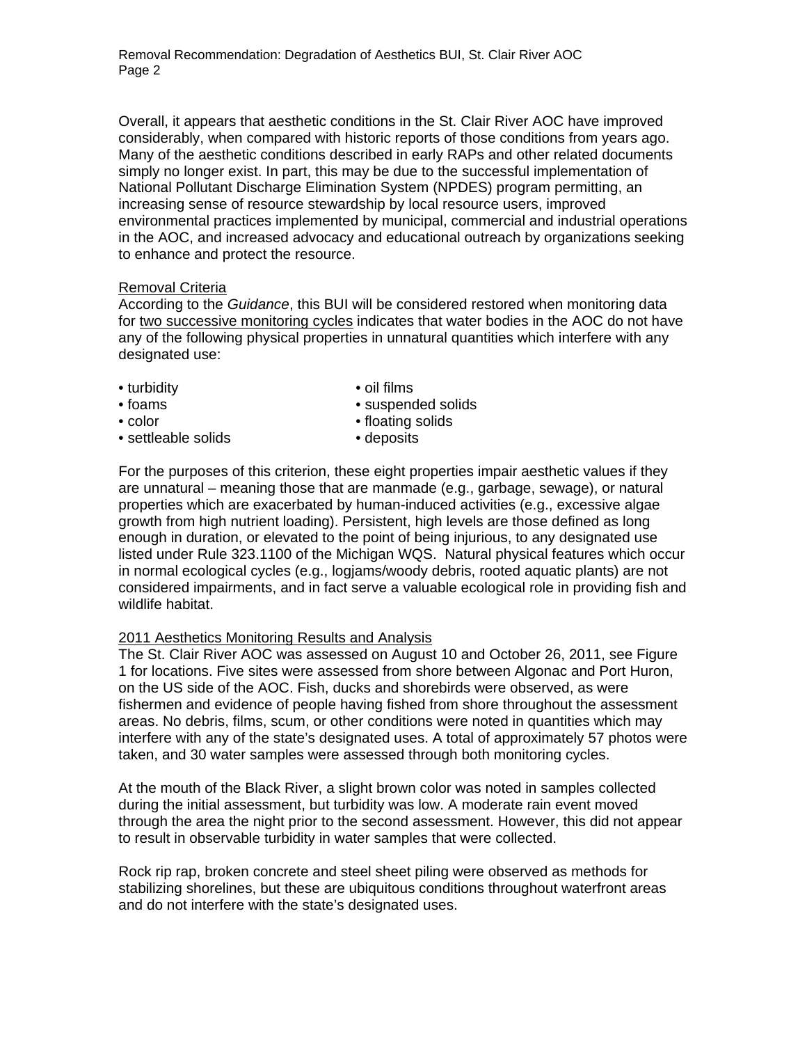Overall, it appears that aesthetic conditions in the St. Clair River AOC have improved considerably, when compared with historic reports of those conditions from years ago. Many of the aesthetic conditions described in early RAPs and other related documents simply no longer exist. In part, this may be due to the successful implementation of National Pollutant Discharge Elimination System (NPDES) program permitting, an increasing sense of resource stewardship by local resource users, improved environmental practices implemented by municipal, commercial and industrial operations in the AOC, and increased advocacy and educational outreach by organizations seeking to enhance and protect the resource.

<u>Removal Criteria</u>

According to the *Guidance*, this BUI will be considered restored when monitoring data for <u>two successive monitoring cycles</u> indicates that water bodies in the AOC do not have any of the following physical properties in unnatural quantities which interfere with any designated use:

- turbidity
- foams
- color
- settleable solids
- oil films
- suspended solids
- floating solids
- deposits

For the purposes of this criterion, these eight properties impair aesthetic values if they are unnatural – meaning those that are manmade (e.g., garbage, sewage), or natural properties which are exacerbated by human-induced activities (e.g., excessive algae growth from high nutrient loading). Persistent, high levels are those defined as long enough in duration, or elevated to the point of being injurious, to any designated use listed under Rule 323.1100 of the Michigan WQS. Natural physical features which occur in normal ecological cycles (e.g., logjams/woody debris, rooted aquatic plants) are not considered impairments, and in fact serve a valuable ecological role in providing fish and wildlife habitat.

<u>2011 Aesthetics Monitoring Results and Analysis</u>

The St. Clair River AOC was assessed on August 10 and October 26, 2011, see Figure 1 for locations. Five sites were assessed from shore between Algonac and Port Huron, on the US side of the AOC. Fish, ducks and shorebirds were observed, as were fishermen and evidence of people having fished from shore throughout the assessment areas. No debris, films, scum, or other conditions were noted in quantities which may interfere with any of the state's designated uses. A total of approximately 57 photos were taken, and 30 water samples were assessed through both monitoring cycles.

At the mouth of the Black River, a slight brown color was noted in samples collected during the initial assessment, but turbidity was low. A moderate rain event moved through the area the night prior to the second assessment. However, this did not appear to result in observable turbidity in water samples that were collected.

Rock rip rap, broken concrete and steel sheet piling were observed as methods for stabilizing shorelines, but these are ubiquitous conditions throughout waterfront areas and do not interfere with the state's designated uses.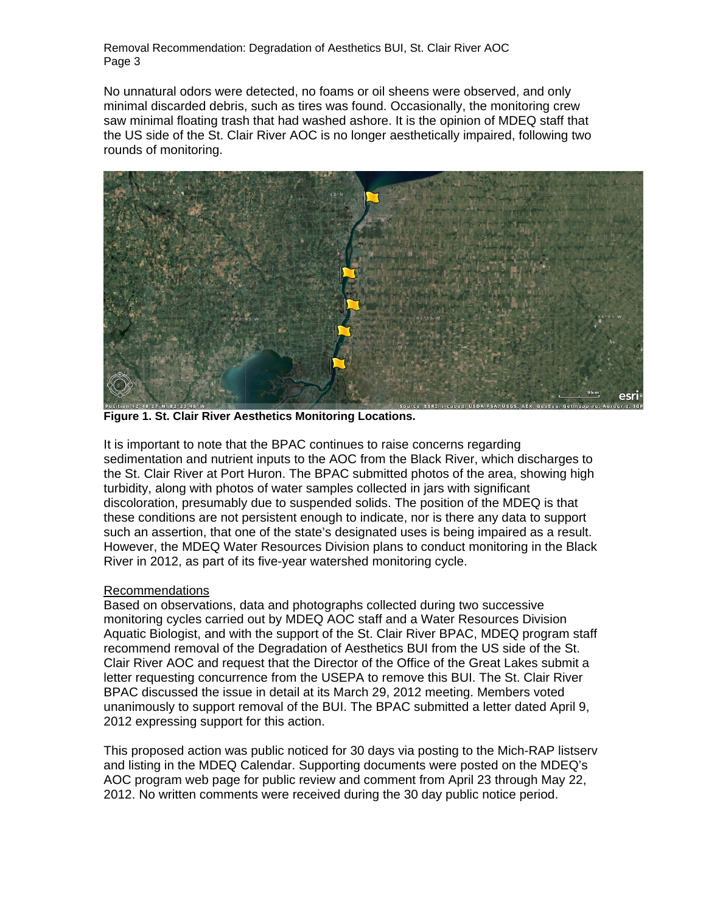No unnatural odors were detected, no foams or oil sheens were observed, and only minimal discarded debris, such as tires was found. Occasionally, the monitoring crew saw minimal floating trash that had washed ashore. It is the opinion of MDEQ staff that the US side of the St. Clair River AOC is no longer aesthetically impaired, following two rounds of monitoring.

**Figure 1. St. Clair River Aesthetics Monitoring Locations.**

It is important to note that the BPAC continues to raise concerns regarding sedimentation and nutrient inputs to the AOC from the Black River, which discharges to the St. Clair River at Port Huron. The BPAC submitted photos of the area, showing high turbidity, along with photos of water samples collected in jars with significant discoloration, presumably due to suspended solids. The position of the MDEQ is that these conditions are not persistent enough to indicate, nor is there any data to support such an assertion, that one of the state's designated uses is being impaired as a result. However, the MDEQ Water Resources Division plans to conduct monitoring in the Black River in 2012, as part of its five-year watershed monitoring cycle.

<u>Recommendations</u>

Based on observations, data and photographs collected during two successive monitoring cycles carried out by MDEQ AOC staff and a Water Resources Division Aquatic Biologist, and with the support of the St. Clair River BPAC, MDEQ program staff recommend removal of the Degradation of Aesthetics BUI from the US side of the St. Clair River AOC and request that the Director of the Office of the Great Lakes submit a letter requesting concurrence from the USEPA to remove this BUI. The St. Clair River BPAC discussed the issue in detail at its March 29, 2012 meeting. Members voted unanimously to support removal of the BUI. The BPAC submitted a letter dated April 9, 2012 expressing support for this action.

This proposed action was public noticed for 30 days via posting to the Mich-RAP listserv and listing in the MDEQ Calendar. Supporting documents were posted on the MDEQ's AOC program web page for public review and comment from April 23 through May 22, 2012. No written comments were received during the 30 day public notice period.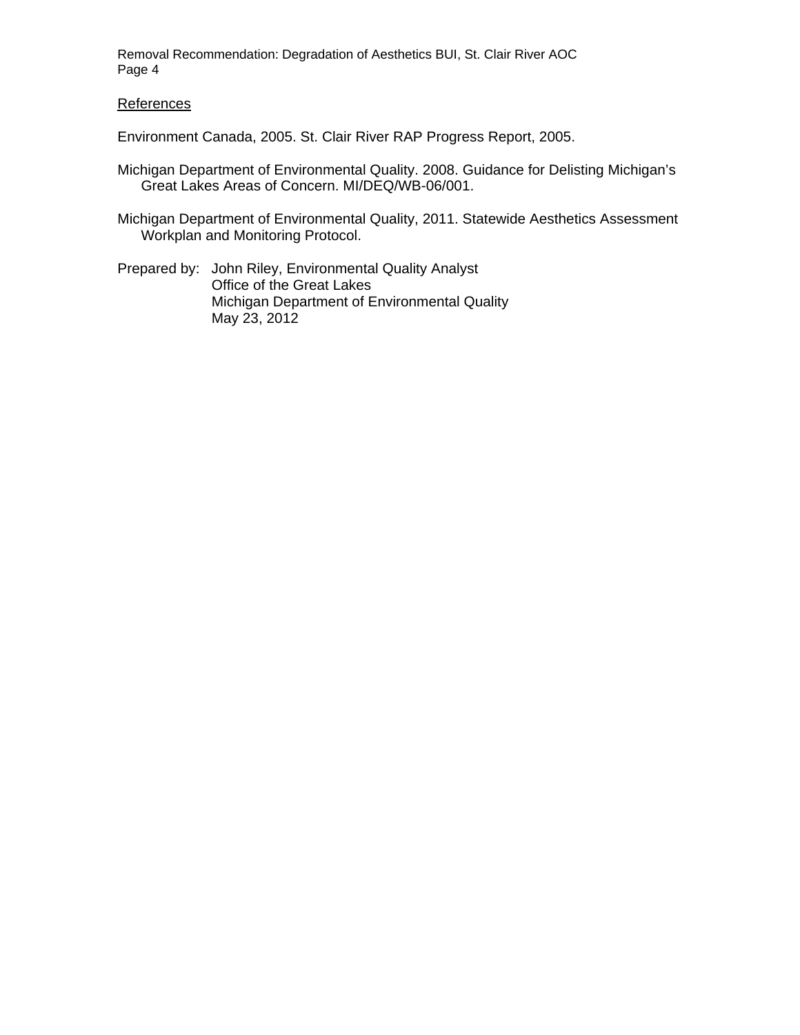## References

Environment Canada, 2005. St. Clair River RAP Progress Report, 2005.

Michigan Department of Environmental Quality. 2008. Guidance for Delisting Michigan's Great Lakes Areas of Concern. MI/DEQ/WB-06/001.

Michigan Department of Environmental Quality, 2011. Statewide Aesthetics Assessment Workplan and Monitoring Protocol.

Prepared by: John Riley, Environmental Quality Analyst
Office of the Great Lakes
Michigan Department of Environmental Quality
May 23, 2012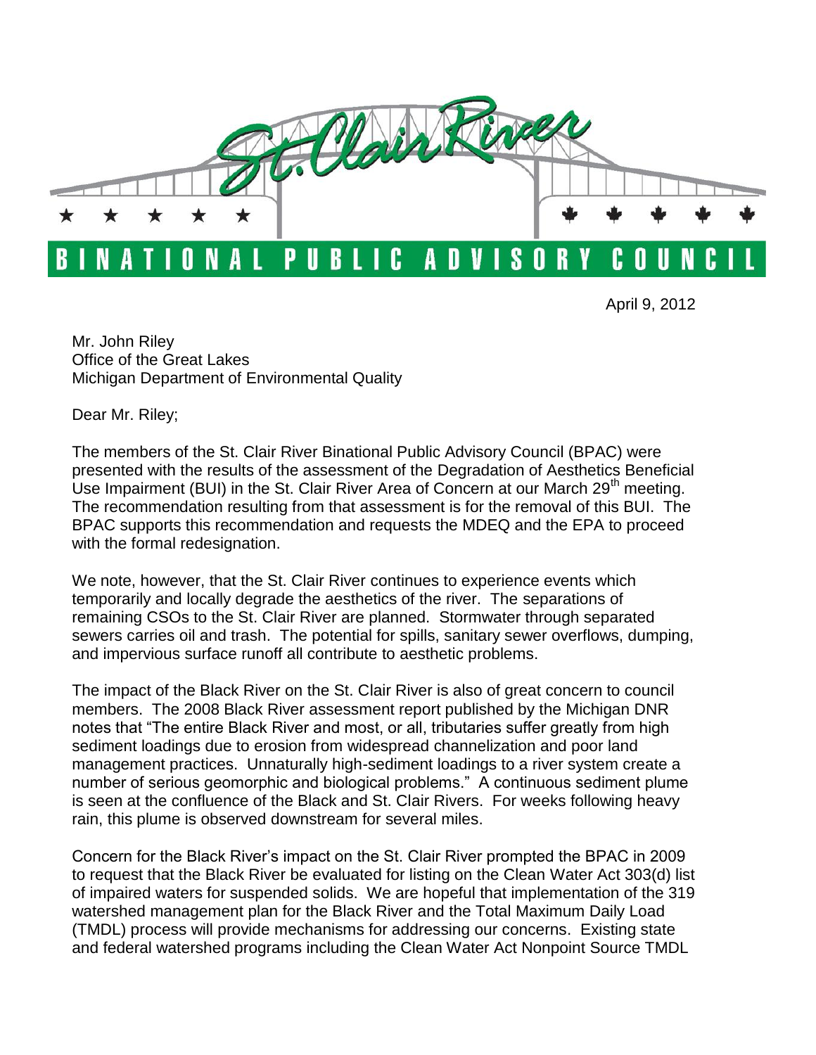# St. Clair River

## BINATIONAL PUBLIC ADVISORY COUNCIL

April 9, 2012

Mr. John Riley
Office of the Great Lakes
Michigan Department of Environmental Quality

Dear Mr. Riley;

The members of the St. Clair River Binational Public Advisory Council (BPAC) were presented with the results of the assessment of the Degradation of Aesthetics Beneficial Use Impairment (BUI) in the St. Clair River Area of Concern at our March 29th meeting. The recommendation resulting from that assessment is for the removal of this BUI. The BPAC supports this recommendation and requests the MDEQ and the EPA to proceed with the formal redesignation.

We note, however, that the St. Clair River continues to experience events which temporarily and locally degrade the aesthetics of the river. The separations of remaining CSOs to the St. Clair River are planned. Stormwater through separated sewers carries oil and trash. The potential for spills, sanitary sewer overflows, dumping, and impervious surface runoff all contribute to aesthetic problems.

The impact of the Black River on the St. Clair River is also of great concern to council members. The 2008 Black River assessment report published by the Michigan DNR notes that "The entire Black River and most, or all, tributaries suffer greatly from high sediment loadings due to erosion from widespread channelization and poor land management practices. Unnaturally high-sediment loadings to a river system create a number of serious geomorphic and biological problems." A continuous sediment plume is seen at the confluence of the Black and St. Clair Rivers. For weeks following heavy rain, this plume is observed downstream for several miles.

Concern for the Black River's impact on the St. Clair River prompted the BPAC in 2009 to request that the Black River be evaluated for listing on the Clean Water Act 303(d) list of impaired waters for suspended solids. We are hopeful that implementation of the 319 watershed management plan for the Black River and the Total Maximum Daily Load (TMDL) process will provide mechanisms for addressing our concerns. Existing state and federal watershed programs including the Clean Water Act Nonpoint Source TMDL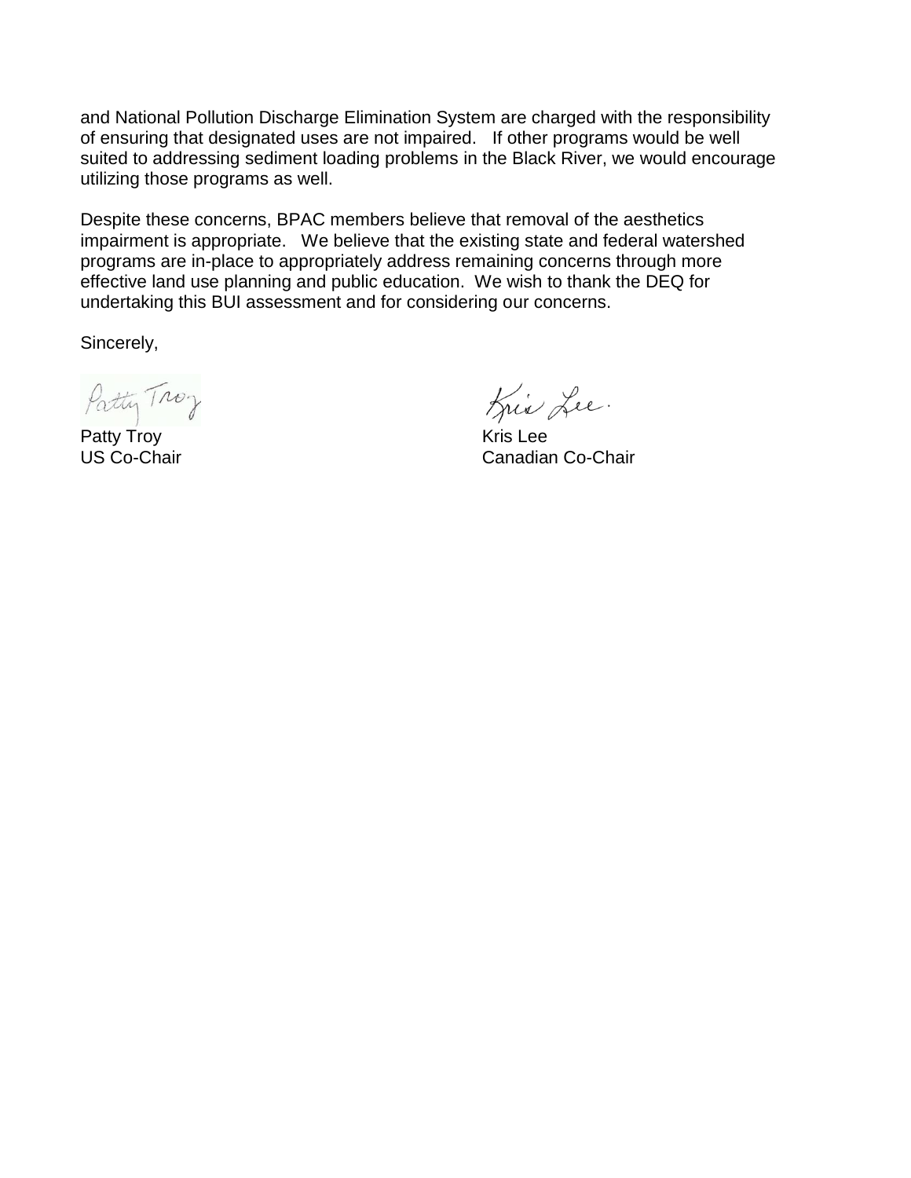and National Pollution Discharge Elimination System are charged with the responsibility of ensuring that designated uses are not impaired. If other programs would be well suited to addressing sediment loading problems in the Black River, we would encourage utilizing those programs as well.

Despite these concerns, BPAC members believe that removal of the aesthetics impairment is appropriate. We believe that the existing state and federal watershed programs are in-place to appropriately address remaining concerns through more effective land use planning and public education. We wish to thank the DEQ for undertaking this BUI assessment and for considering our concerns.

Sincerely,

Patty Troy
US Co-Chair

Kris Lee
Canadian Co-Chair